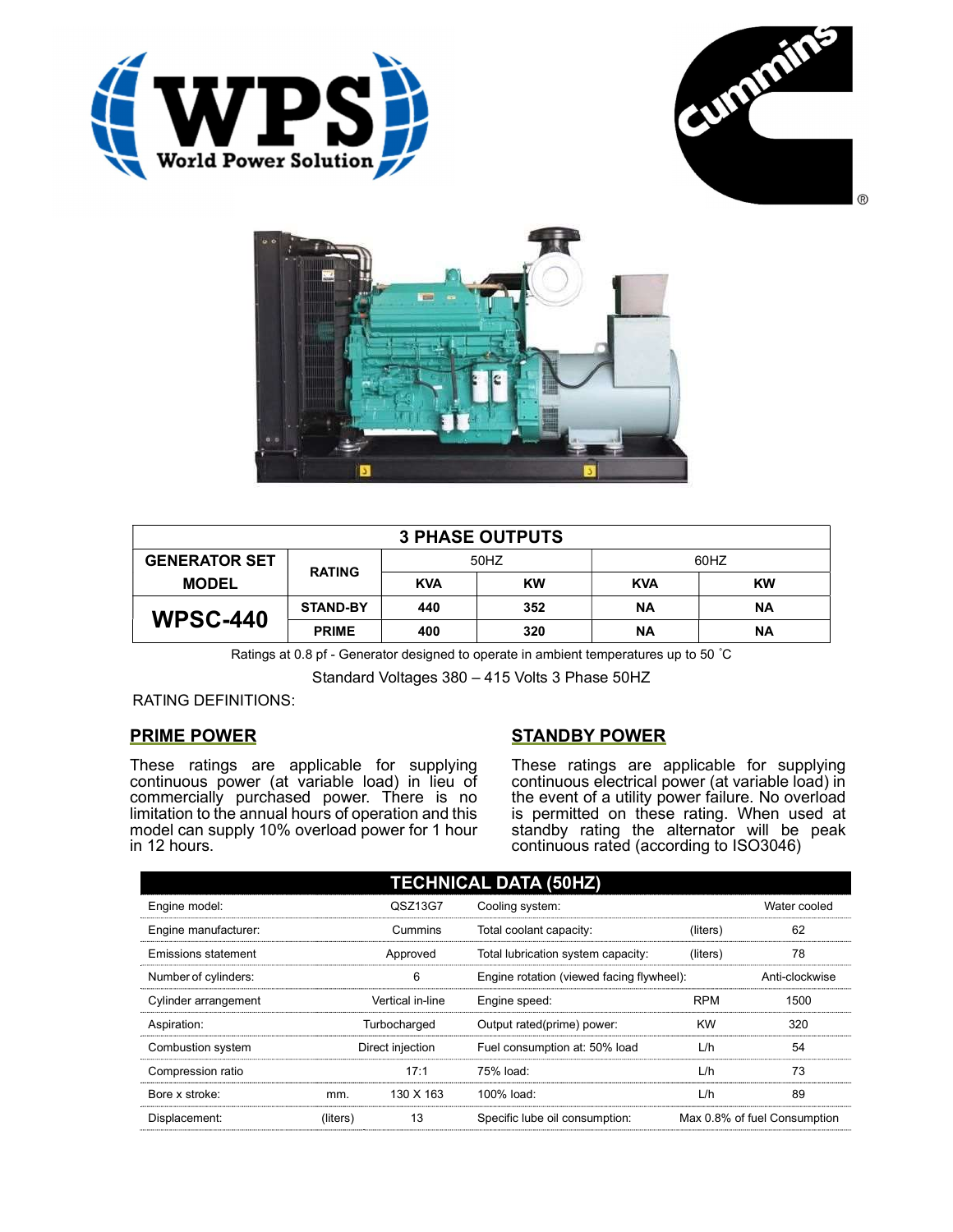| 3 PHASE OUTPUTS | | | | | |
|---|---|---|---|---|---|
| GENERATOR SET MODEL | RATING | 50HZ | | 60HZ | |
| | | KVA | KW | KVA | KW |
| WPSC-440 | STAND-BY | 440 | 352 | NA | NA |
| | PRIME | 400 | 320 | NA | NA |

Ratings at 0.8 pf - Generator designed to operate in ambient temperatures up to 50 ˚C

Standard Voltages 380 – 415 Volts 3 Phase 50HZ

RATING DEFINITIONS:

## PRIME POWER

These ratings are applicable for supplying continuous power (at variable load) in lieu of commercially purchased power. There is no limitation to the annual hours of operation and this model can supply 10% overload power for 1 hour in 12 hours.

## STANDBY POWER

These ratings are applicable for supplying continuous electrical power (at variable load) in the event of a utility power failure. No overload is permitted on these rating. When used at standby rating the alternator will be peak continuous rated (according to ISO3046)

| TECHNICAL DATA (50HZ) | | | | | |
|---|---|---|---|---|---|
| Engine model: | | QSZ13G7 | Cooling system: | | Water cooled |
| Engine manufacturer: | | Cummins | Total coolant capacity: | (liters) | 62 |
| Emissions statement | | Approved | Total lubrication system capacity: | (liters) | 78 |
| Number of cylinders: | | 6 | Engine rotation (viewed facing flywheel): | | Anti-clockwise |
| Cylinder arrangement | | Vertical in-line | Engine speed: | RPM | 1500 |
| Aspiration: | | Turbocharged | Output rated(prime) power: | KW | 320 |
| Combustion system | | Direct injection | Fuel consumption at: 50% load | L/h | 54 |
| Compression ratio | | 17:1 | 75% load: | L/h | 73 |
| Bore x stroke: | mm. | 130 X 163 | 100% load: | L/h | 89 |
| Displacement: | (liters) | 13 | Specific lube oil consumption: | | Max 0.8% of fuel Consumption |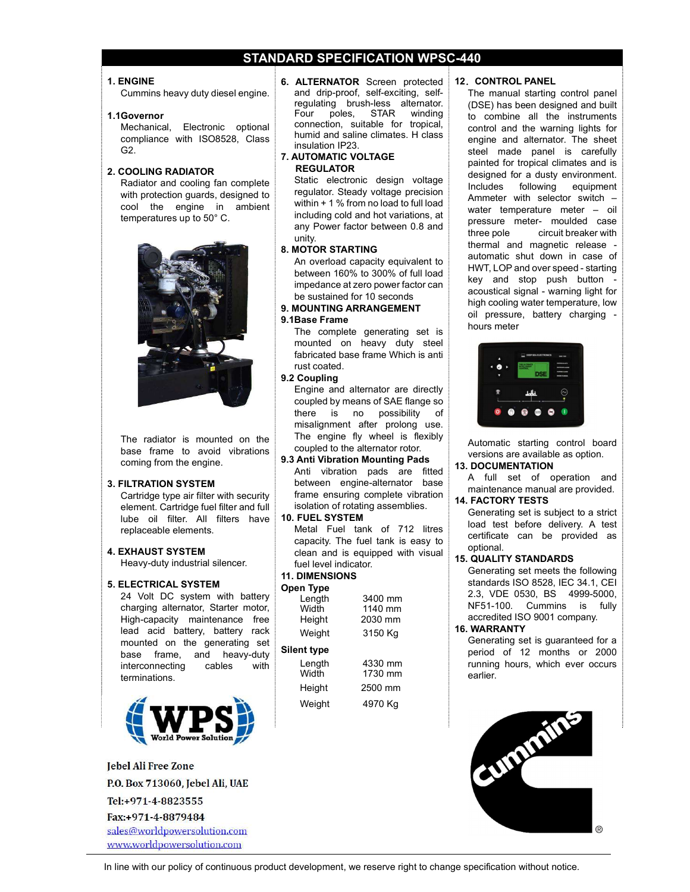# STANDARD SPECIFICATION WPSC-440

## 1. ENGINE

Cummins heavy duty diesel engine.

### 1.1Governor

Mechanical, Electronic optional compliance with ISO8528, Class G2.

## 2. COOLING RADIATOR

Radiator and cooling fan complete with protection guards, designed to cool the engine in ambient temperatures up to 50° C.

The radiator is mounted on the base frame to avoid vibrations coming from the engine.

## 3. FILTRATION SYSTEM

Cartridge type air filter with security element. Cartridge fuel filter and full lube oil filter. All filters have replaceable elements.

## 4. EXHAUST SYSTEM

Heavy-duty industrial silencer.

## 5. ELECTRICAL SYSTEM

24 Volt DC system with battery charging alternator, Starter motor, High-capacity maintenance free lead acid battery, battery rack mounted on the generating set base frame, and heavy-duty interconnecting cables with terminations.

## 6. ALTERNATOR

Screen protected and drip-proof, self-exciting, self-regulating brush-less alternator. Four poles, STAR winding connection, suitable for tropical, humid and saline climates. H class insulation IP23.

## 7. AUTOMATIC VOLTAGE REGULATOR

Static electronic design voltage regulator. Steady voltage precision within + 1 % from no load to full load including cold and hot variations, at any Power factor between 0.8 and unity.

## 8. MOTOR STARTING

An overload capacity equivalent to between 160% to 300% of full load impedance at zero power factor can be sustained for 10 seconds

## 9. MOUNTING ARRANGEMENT

### 9.1Base Frame

The complete generating set is mounted on heavy duty steel fabricated base frame Which is anti rust coated.

### 9.2 Coupling

Engine and alternator are directly coupled by means of SAE flange so there is no possibility of misalignment after prolong use. The engine fly wheel is flexibly coupled to the alternator rotor.

### 9.3 Anti Vibration Mounting Pads

Anti vibration pads are fitted between engine-alternator base frame ensuring complete vibration isolation of rotating assemblies.

## 10. FUEL SYSTEM

Metal Fuel tank of 712 litres capacity. The fuel tank is easy to clean and is equipped with visual fuel level indicator.

## 11. DIMENSIONS

**Open Type**

| | |
|---|---|
| Length | 3400 mm |
| Width | 1140 mm |
| Height | 2030 mm |
| Weight | 3150 Kg |

**Silent type**

| | |
|---|---|
| Length | 4330 mm |
| Width | 1730 mm |
| Height | 2500 mm |
| Weight | 4970 Kg |

## 12. CONTROL PANEL

The manual starting control panel (DSE) has been designed and built to combine all the instruments control and the warning lights for engine and alternator. The sheet steel made panel is carefully painted for tropical climates and is designed for a dusty environment. Includes following equipment Ammeter with selector switch – water temperature meter – oil pressure meter- moulded case three pole circuit breaker with thermal and magnetic release - automatic shut down in case of HWT, LOP and over speed - starting key and stop push button - acoustical signal - warning light for high cooling water temperature, low oil pressure, battery charging - hours meter

Automatic starting control board versions are available as option.

## 13. DOCUMENTATION

A full set of operation and maintenance manual are provided.

## 14. FACTORY TESTS

Generating set is subject to a strict load test before delivery. A test certificate can be provided as optional.

## 15. QUALITY STANDARDS

Generating set meets the following standards ISO 8528, IEC 34.1, CEI 2.3, VDE 0530, BS 4999-5000, NF51-100. Cummins is fully accredited ISO 9001 company.

## 16. WARRANTY

Generating set is guaranteed for a period of 12 months or 2000 running hours, which ever occurs earlier.

WPS World Power Solution

Jebel Ali Free Zone
P.O. Box 713060, Jebel Ali, UAE
Tel:+971-4-8823555
Fax:+971-4-8879484
sales@worldpowersolution.com
www.worldpowersolution.com

Cummins®

In line with our policy of continuous product development, we reserve right to change specification without notice.